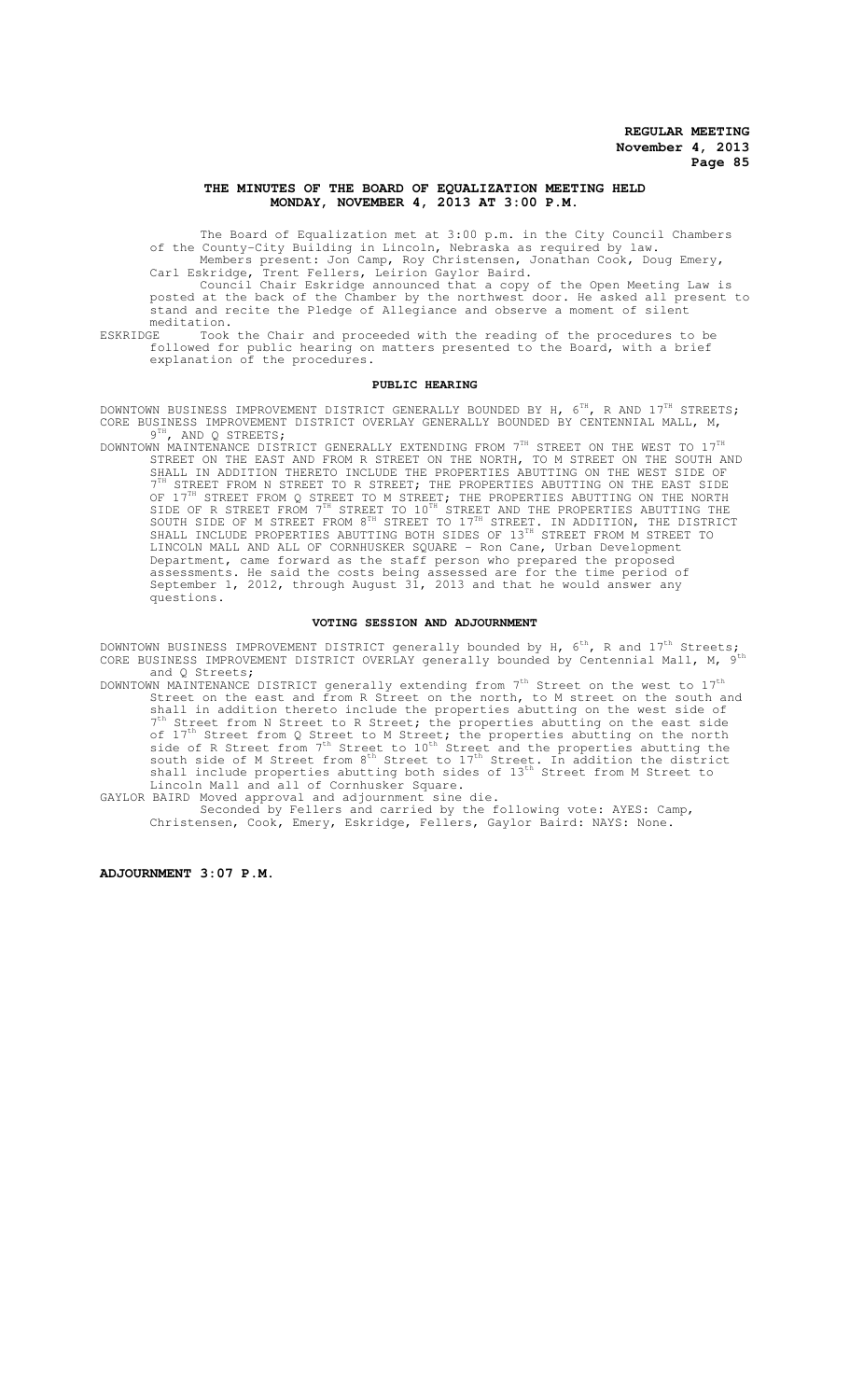**THE MINUTES OF THE BOARD OF EQUALIZATION MEETING HELD MONDAY, NOVEMBER 4, 2013 AT 3:00 P.M.**

The Board of Equalization met at 3:00 p.m. in the City Council Chambers of the County-City Building in Lincoln, Nebraska as required by law.

Members present: Jon Camp, Roy Christensen, Jonathan Cook, Doug Emery, Carl Eskridge, Trent Fellers, Leirion Gaylor Baird.

Council Chair Eskridge announced that a copy of the Open Meeting Law is posted at the back of the Chamber by the northwest door. He asked all present to stand and recite the Pledge of Allegiance and observe a moment of silent meditation.

ESKRIDGE Took the Chair and proceeded with the reading of the procedures to be followed for public hearing on matters presented to the Board, with a brief explanation of the procedures.

**PUBLIC HEARING**

DOWNTOWN BUSINESS IMPROVEMENT DISTRICT GENERALLY BOUNDED BY H, 6TH, R AND 17TH STREETS; CORE BUSINESS IMPROVEMENT DISTRICT OVERLAY GENERALLY BOUNDED BY CENTENNIAL MALL, M, 9TH, AND Q STREETS;

DOWNTOWN MAINTENANCE DISTRICT GENERALLY EXTENDING FROM 7TH STREET ON THE WEST TO 17TH STREET ON THE EAST AND FROM R STREET ON THE NORTH, TO M STREET ON THE SOUTH AND SHALL IN ADDITION THERETO INCLUDE THE PROPERTIES ABUTTING ON THE WEST SIDE OF 7TH STREET FROM N STREET TO R STREET; THE PROPERTIES ABUTTING ON THE EAST SIDE OF 17TH STREET FROM Q STREET TO M STREET; THE PROPERTIES ABUTTING ON THE NORTH SIDE OF R STREET FROM 7TH STREET TO 10TH STREET AND THE PROPERTIES ABUTTING THE SOUTH SIDE OF M STREET FROM 8TH STREET TO 17TH STREET. IN ADDITION, THE DISTRICT SHALL INCLUDE PROPERTIES ABUTTING BOTH SIDES OF 13TH STREET FROM M STREET TO LINCOLN MALL AND ALL OF CORNHUSKER SQUARE - Ron Cane, Urban Development Department, came forward as the staff person who prepared the proposed assessments. He said the costs being assessed are for the time period of September 1, 2012, through August 31, 2013 and that he would answer any questions.

**VOTING SESSION AND ADJOURNMENT**

DOWNTOWN BUSINESS IMPROVEMENT DISTRICT generally bounded by H, 6th, R and 17th Streets; CORE BUSINESS IMPROVEMENT DISTRICT OVERLAY generally bounded by Centennial Mall, M, 9th and Q Streets;

DOWNTOWN MAINTENANCE DISTRICT generally extending from 7th Street on the west to 17th Street on the east and from R Street on the north, to M street on the south and shall in addition thereto include the properties abutting on the west side of 7th Street from N Street to R Street; the properties abutting on the east side of 17th Street from Q Street to M Street; the properties abutting on the north side of R Street from 7th Street to 10th Street and the properties abutting the south side of M Street from 8th Street to 17th Street. In addition the district shall include properties abutting both sides of 13th Street from M Street to Lincoln Mall and all of Cornhusker Square.

GAYLOR BAIRD Moved approval and adjournment sine die.

Seconded by Fellers and carried by the following vote: AYES: Camp, Christensen, Cook, Emery, Eskridge, Fellers, Gaylor Baird: NAYS: None.

**ADJOURNMENT 3:07 P.M.**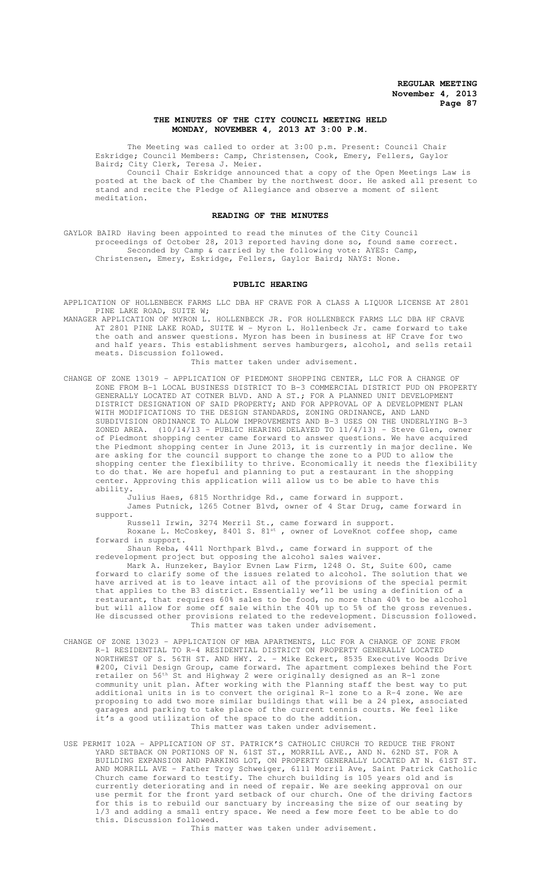**REGULAR MEETING**
**November 4, 2013**

## THE MINUTES OF THE CITY COUNCIL MEETING HELD MONDAY, NOVEMBER 4, 2013 AT 3:00 P.M.

The Meeting was called to order at 3:00 p.m. Present: Council Chair Eskridge; Council Members: Camp, Christensen, Cook, Emery, Fellers, Gaylor Baird; City Clerk, Teresa J. Meier.

Council Chair Eskridge announced that a copy of the Open Meetings Law is posted at the back of the Chamber by the northwest door. He asked all present to stand and recite the Pledge of Allegiance and observe a moment of silent meditation.

### READING OF THE MINUTES

GAYLOR BAIRD Having been appointed to read the minutes of the City Council proceedings of October 28, 2013 reported having done so, found same correct. Seconded by Camp & carried by the following vote: AYES: Camp, Christensen, Emery, Eskridge, Fellers, Gaylor Baird; NAYS: None.

### PUBLIC HEARING

APPLICATION OF HOLLENBECK FARMS LLC DBA HF CRAVE FOR A CLASS A LIQUOR LICENSE AT 2801 PINE LAKE ROAD, SUITE W;

MANAGER APPLICATION OF MYRON L. HOLLENBECK JR. FOR HOLLENBECK FARMS LLC DBA HF CRAVE AT 2801 PINE LAKE ROAD, SUITE W - Myron L. Hollenbeck Jr. came forward to take the oath and answer questions. Myron has been in business at HF Crave for two and half years. This establishment serves hamburgers, alcohol, and sells retail meats. Discussion followed.

This matter taken under advisement.

CHANGE OF ZONE 13019 - APPLICATION OF PIEDMONT SHOPPING CENTER, LLC FOR A CHANGE OF ZONE FROM B-1 LOCAL BUSINESS DISTRICT TO B-3 COMMERCIAL DISTRICT PUD ON PROPERTY GENERALLY LOCATED AT COTNER BLVD. AND A ST.; FOR A PLANNED UNIT DEVELOPMENT DISTRICT DESIGNATION OF SAID PROPERTY; AND FOR APPROVAL OF A DEVELOPMENT PLAN WITH MODIFICATIONS TO THE DESIGN STANDARDS, ZONING ORDINANCE, AND LAND SUBDIVISION ORDINANCE TO ALLOW IMPROVEMENTS AND B-3 USES ON THE UNDERLYING B-3 ZONED AREA. (10/14/13 - PUBLIC HEARING DELAYED TO 11/4/13) - Steve Glen, owner of Piedmont shopping center came forward to answer questions. We have acquired the Piedmont shopping center in June 2013, it is currently in major decline. We are asking for the council support to change the zone to a PUD to allow the shopping center the flexibility to thrive. Economically it needs the flexibility to do that. We are hopeful and planning to put a restaurant in the shopping center. Approving this application will allow us to be able to have this ability.

Julius Haes, 6815 Northridge Rd., came forward in support.

James Putnick, 1265 Cotner Blvd, owner of 4 Star Drug, came forward in support.

Russell Irwin, 3274 Merril St., came forward in support.

Roxane L. McCoskey, 8401 S. 81st , owner of LoveKnot coffee shop, came forward in support.

Shaun Reba, 4411 Northpark Blvd., came forward in support of the redevelopment project but opposing the alcohol sales waiver.

Mark A. Hunzeker, Baylor Evnen Law Firm, 1248 O. St, Suite 600, came forward to clarify some of the issues related to alcohol. The solution that we have arrived at is to leave intact all of the provisions of the special permit that applies to the B3 district. Essentially we'll be using a definition of a restaurant, that requires 60% sales to be food, no more than 40% to be alcohol but will allow for some off sale within the 40% up to 5% of the gross revenues. He discussed other provisions related to the redevelopment. Discussion followed.

This matter was taken under advisement.

CHANGE OF ZONE 13023 - APPLICATION OF MBA APARTMENTS, LLC FOR A CHANGE OF ZONE FROM R-1 RESIDENTIAL TO R-4 RESIDENTIAL DISTRICT ON PROPERTY GENERALLY LOCATED NORTHWEST OF S. 56TH ST. AND HWY. 2. - Mike Eckert, 8535 Executive Woods Drive #200, Civil Design Group, came forward. The apartment complexes behind the Fort retailer on 56th St and Highway 2 were originally designed as an R-1 zone community unit plan. After working with the Planning staff the best way to put additional units in is to convert the original R-1 zone to a R-4 zone. We are proposing to add two more similar buildings that will be a 24 plex, associated garages and parking to take place of the current tennis courts. We feel like it's a good utilization of the space to do the addition.

This matter was taken under advisement.

USE PERMIT 102A - APPLICATION OF ST. PATRICK'S CATHOLIC CHURCH TO REDUCE THE FRONT YARD SETBACK ON PORTIONS OF N. 61ST ST., MORRILL AVE., AND N. 62ND ST. FOR A BUILDING EXPANSION AND PARKING LOT, ON PROPERTY GENERALLY LOCATED AT N. 61ST ST. AND MORRILL AVE - Father Troy Schweiger, 6111 Morril Ave, Saint Patrick Catholic Church came forward to testify. The church building is 105 years old and is currently deteriorating and in need of repair. We are seeking approval on our use permit for the front yard setback of our church. One of the driving factors for this is to rebuild our sanctuary by increasing the size of our seating by 1/3 and adding a small entry space. We need a few more feet to be able to do this. Discussion followed.

This matter was taken under advisement.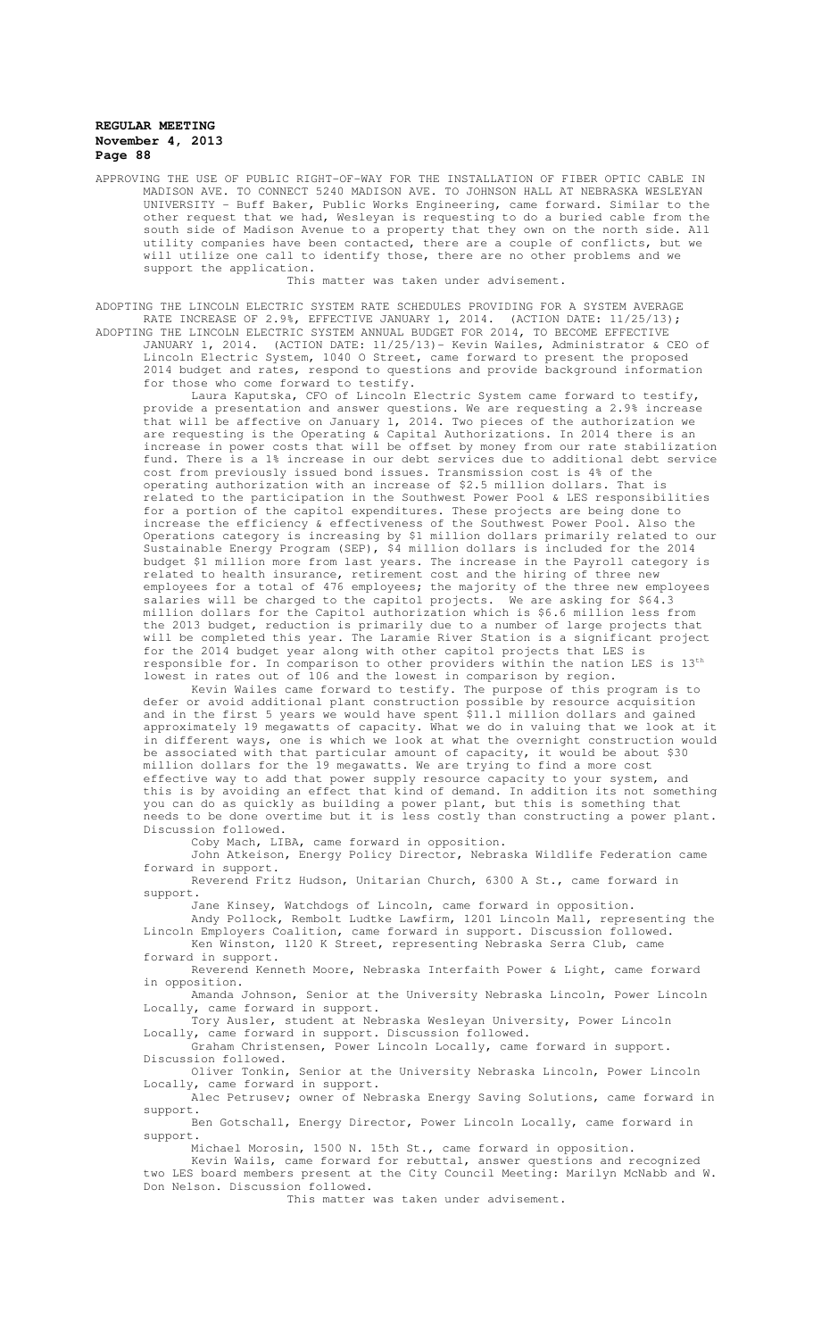APPROVING THE USE OF PUBLIC RIGHT-OF-WAY FOR THE INSTALLATION OF FIBER OPTIC CABLE IN MADISON AVE. TO CONNECT 5240 MADISON AVE. TO JOHNSON HALL AT NEBRASKA WESLEYAN UNIVERSITY - Buff Baker, Public Works Engineering, came forward. Similar to the other request that we had, Wesleyan is requesting to do a buried cable from the south side of Madison Avenue to a property that they own on the north side. All utility companies have been contacted, there are a couple of conflicts, but we will utilize one call to identify those, there are no other problems and we support the application.

This matter was taken under advisement.

ADOPTING THE LINCOLN ELECTRIC SYSTEM RATE SCHEDULES PROVIDING FOR A SYSTEM AVERAGE RATE INCREASE OF 2.9%, EFFECTIVE JANUARY 1, 2014. (ACTION DATE: 11/25/13);
ADOPTING THE LINCOLN ELECTRIC SYSTEM ANNUAL BUDGET FOR 2014, TO BECOME EFFECTIVE JANUARY 1, 2014. (ACTION DATE: 11/25/13)- Kevin Wailes, Administrator & CEO of Lincoln Electric System, 1040 O Street, came forward to present the proposed 2014 budget and rates, respond to questions and provide background information for those who come forward to testify.

Laura Kaputska, CFO of Lincoln Electric System came forward to testify, provide a presentation and answer questions. We are requesting a 2.9% increase that will be affective on January 1, 2014. Two pieces of the authorization we are requesting is the Operating & Capital Authorizations. In 2014 there is an increase in power costs that will be offset by money from our rate stabilization fund. There is a 1% increase in our debt services due to additional debt service cost from previously issued bond issues. Transmission cost is 4% of the operating authorization with an increase of $2.5 million dollars. That is related to the participation in the Southwest Power Pool & LES responsibilities for a portion of the capitol expenditures. These projects are being done to increase the efficiency & effectiveness of the Southwest Power Pool. Also the Operations category is increasing by $1 million dollars primarily related to our Sustainable Energy Program (SEP), $4 million dollars is included for the 2014 budget $1 million more from last years. The increase in the Payroll category is related to health insurance, retirement cost and the hiring of three new employees for a total of 476 employees; the majority of the three new employees salaries will be charged to the capitol projects. We are asking for $64.3 million dollars for the Capitol authorization which is $6.6 million less from the 2013 budget, reduction is primarily due to a number of large projects that will be completed this year. The Laramie River Station is a significant project for the 2014 budget year along with other capitol projects that LES is responsible for. In comparison to other providers within the nation LES is 13th lowest in rates out of 106 and the lowest in comparison by region.

Kevin Wailes came forward to testify. The purpose of this program is to defer or avoid additional plant construction possible by resource acquisition and in the first 5 years we would have spent $11.1 million dollars and gained approximately 19 megawatts of capacity. What we do in valuing that we look at it in different ways, one is which we look at what the overnight construction would be associated with that particular amount of capacity, it would be about $30 million dollars for the 19 megawatts. We are trying to find a more cost effective way to add that power supply resource capacity to your system, and this is by avoiding an effect that kind of demand. In addition its not something you can do as quickly as building a power plant, but this is something that needs to be done overtime but it is less costly than constructing a power plant. Discussion followed.

Coby Mach, LIBA, came forward in opposition.

John Atkeison, Energy Policy Director, Nebraska Wildlife Federation came forward in support.

Reverend Fritz Hudson, Unitarian Church, 6300 A St., came forward in support.

Jane Kinsey, Watchdogs of Lincoln, came forward in opposition.

Andy Pollock, Rembolt Ludtke Lawfirm, 1201 Lincoln Mall, representing the Lincoln Employers Coalition, came forward in support. Discussion followed.

Ken Winston, 1120 K Street, representing Nebraska Serra Club, came forward in support.

Reverend Kenneth Moore, Nebraska Interfaith Power & Light, came forward in opposition.

Amanda Johnson, Senior at the University Nebraska Lincoln, Power Lincoln Locally, came forward in support.

Tory Ausler, student at Nebraska Wesleyan University, Power Lincoln Locally, came forward in support. Discussion followed.

Graham Christensen, Power Lincoln Locally, came forward in support. Discussion followed.

Oliver Tonkin, Senior at the University Nebraska Lincoln, Power Lincoln Locally, came forward in support.

Alec Petrusev; owner of Nebraska Energy Saving Solutions, came forward in support.

Ben Gotschall, Energy Director, Power Lincoln Locally, came forward in support.

Michael Morosin, 1500 N. 15th St., came forward in opposition.

Kevin Wails, came forward for rebuttal, answer questions and recognized two LES board members present at the City Council Meeting: Marilyn McNabb and W. Don Nelson. Discussion followed.

This matter was taken under advisement.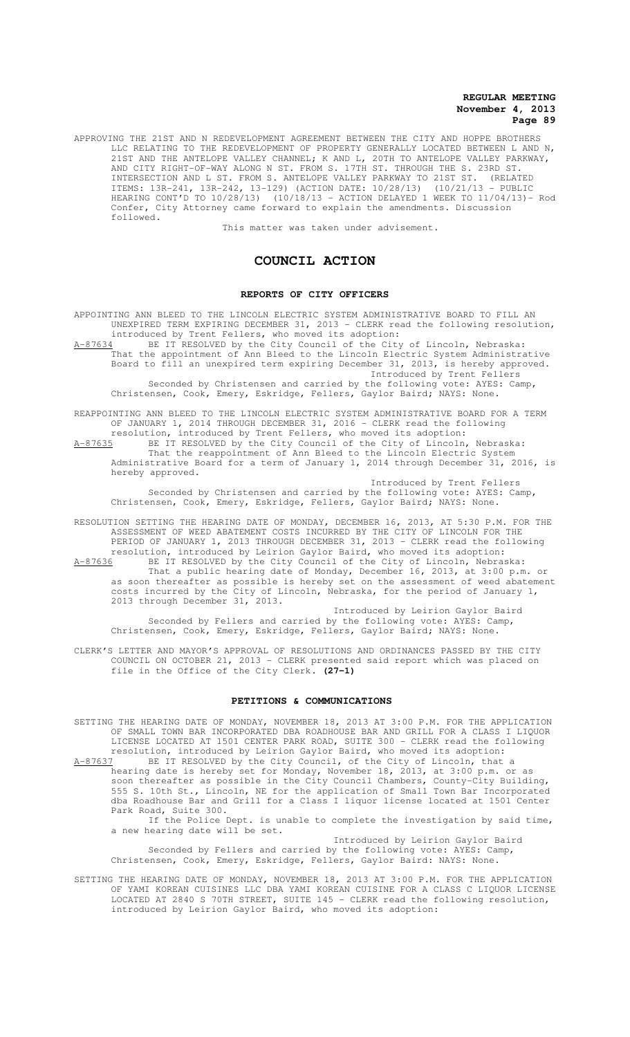APPROVING THE 21ST AND N REDEVELOPMENT AGREEMENT BETWEEN THE CITY AND HOPPE BROTHERS LLC RELATING TO THE REDEVELOPMENT OF PROPERTY GENERALLY LOCATED BETWEEN L AND N, 21ST AND THE ANTELOPE VALLEY CHANNEL; K AND L, 20TH TO ANTELOPE VALLEY PARKWAY, AND CITY RIGHT-OF-WAY ALONG N ST. FROM S. 17TH ST. THROUGH THE S. 23RD ST. INTERSECTION AND L ST. FROM S. ANTELOPE VALLEY PARKWAY TO 21ST ST. (RELATED ITEMS: 13R-241, 13R-242, 13-129) (ACTION DATE: 10/28/13) (10/21/13 - PUBLIC HEARING CONT'D TO 10/28/13) (10/18/13 - ACTION DELAYED 1 WEEK TO 11/04/13)- Rod Confer, City Attorney came forward to explain the amendments. Discussion followed.

This matter was taken under advisement.

# COUNCIL ACTION

## REPORTS OF CITY OFFICERS

APPOINTING ANN BLEED TO THE LINCOLN ELECTRIC SYSTEM ADMINISTRATIVE BOARD TO FILL AN UNEXPIRED TERM EXPIRING DECEMBER 31, 2013 - CLERK read the following resolution, introduced by Trent Fellers, who moved its adoption:

A-87634 BE IT RESOLVED by the City Council of the City of Lincoln, Nebraska: That the appointment of Ann Bleed to the Lincoln Electric System Administrative Board to fill an unexpired term expiring December 31, 2013, is hereby approved.

Introduced by Trent Fellers

Seconded by Christensen and carried by the following vote: AYES: Camp, Christensen, Cook, Emery, Eskridge, Fellers, Gaylor Baird; NAYS: None.

REAPPOINTING ANN BLEED TO THE LINCOLN ELECTRIC SYSTEM ADMINISTRATIVE BOARD FOR A TERM OF JANUARY 1, 2014 THROUGH DECEMBER 31, 2016 - CLERK read the following resolution, introduced by Trent Fellers, who moved its adoption:

A-87635 BE IT RESOLVED by the City Council of the City of Lincoln, Nebraska: That the reappointment of Ann Bleed to the Lincoln Electric System Administrative Board for a term of January 1, 2014 through December 31, 2016, is hereby approved.

Introduced by Trent Fellers

Seconded by Christensen and carried by the following vote: AYES: Camp, Christensen, Cook, Emery, Eskridge, Fellers, Gaylor Baird; NAYS: None.

RESOLUTION SETTING THE HEARING DATE OF MONDAY, DECEMBER 16, 2013, AT 5:30 P.M. FOR THE ASSESSMENT OF WEED ABATEMENT COSTS INCURRED BY THE CITY OF LINCOLN FOR THE PERIOD OF JANUARY 1, 2013 THROUGH DECEMBER 31, 2013 - CLERK read the following resolution, introduced by Leirion Gaylor Baird, who moved its adoption:

A-87636 BE IT RESOLVED by the City Council of the City of Lincoln, Nebraska: That a public hearing date of Monday, December 16, 2013, at 3:00 p.m. or as soon thereafter as possible is hereby set on the assessment of weed abatement costs incurred by the City of Lincoln, Nebraska, for the period of January 1, 2013 through December 31, 2013.

Introduced by Leirion Gaylor Baird

Seconded by Fellers and carried by the following vote: AYES: Camp, Christensen, Cook, Emery, Eskridge, Fellers, Gaylor Baird; NAYS: None.

CLERK'S LETTER AND MAYOR'S APPROVAL OF RESOLUTIONS AND ORDINANCES PASSED BY THE CITY COUNCIL ON OCTOBER 21, 2013 - CLERK presented said report which was placed on file in the Office of the City Clerk. **(27-1)**

## PETITIONS & COMMUNICATIONS

SETTING THE HEARING DATE OF MONDAY, NOVEMBER 18, 2013 AT 3:00 P.M. FOR THE APPLICATION OF SMALL TOWN BAR INCORPORATED DBA ROADHOUSE BAR AND GRILL FOR A CLASS I LIQUOR LICENSE LOCATED AT 1501 CENTER PARK ROAD, SUITE 300 - CLERK read the following resolution, introduced by Leirion Gaylor Baird, who moved its adoption:

A-87637 BE IT RESOLVED by the City Council, of the City of Lincoln, that a hearing date is hereby set for Monday, November 18, 2013, at 3:00 p.m. or as soon thereafter as possible in the City Council Chambers, County-City Building, 555 S. 10th St., Lincoln, NE for the application of Small Town Bar Incorporated dba Roadhouse Bar and Grill for a Class I liquor license located at 1501 Center Park Road, Suite 300.

If the Police Dept. is unable to complete the investigation by said time, a new hearing date will be set.

Introduced by Leirion Gaylor Baird

Seconded by Fellers and carried by the following vote: AYES: Camp, Christensen, Cook, Emery, Eskridge, Fellers, Gaylor Baird: NAYS: None.

SETTING THE HEARING DATE OF MONDAY, NOVEMBER 18, 2013 AT 3:00 P.M. FOR THE APPLICATION OF YAMI KOREAN CUISINES LLC DBA YAMI KOREAN CUISINE FOR A CLASS C LIQUOR LICENSE LOCATED AT 2840 S 70TH STREET, SUITE 145 - CLERK read the following resolution, introduced by Leirion Gaylor Baird, who moved its adoption: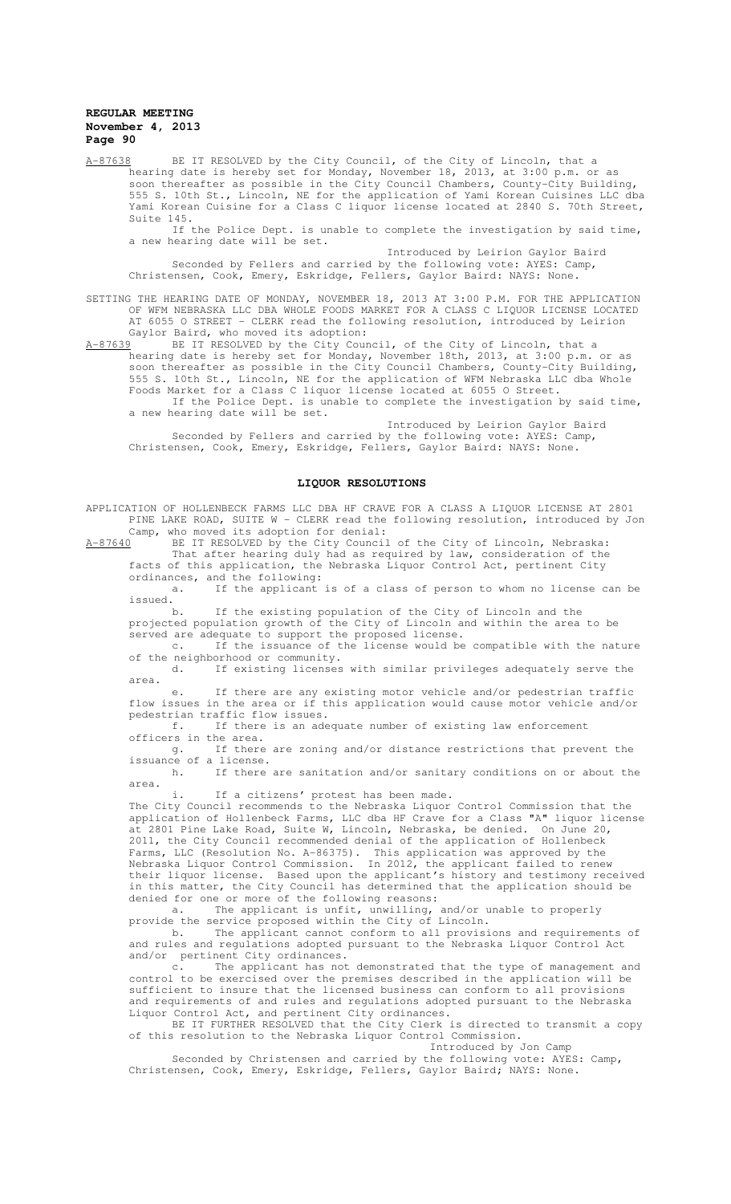A-87638 BE IT RESOLVED by the City Council, of the City of Lincoln, that a hearing date is hereby set for Monday, November 18, 2013, at 3:00 p.m. or as soon thereafter as possible in the City Council Chambers, County-City Building, 555 S. 10th St., Lincoln, NE for the application of Yami Korean Cuisines LLC dba Yami Korean Cuisine for a Class C liquor license located at 2840 S. 70th Street, Suite 145.

If the Police Dept. is unable to complete the investigation by said time, a new hearing date will be set.

Introduced by Leirion Gaylor Baird

Seconded by Fellers and carried by the following vote: AYES: Camp, Christensen, Cook, Emery, Eskridge, Fellers, Gaylor Baird: NAYS: None.

SETTING THE HEARING DATE OF MONDAY, NOVEMBER 18, 2013 AT 3:00 P.M. FOR THE APPLICATION OF WFM NEBRASKA LLC DBA WHOLE FOODS MARKET FOR A CLASS C LIQUOR LICENSE LOCATED AT 6055 O STREET - CLERK read the following resolution, introduced by Leirion Gaylor Baird, who moved its adoption:

A-87639 BE IT RESOLVED by the City Council, of the City of Lincoln, that a hearing date is hereby set for Monday, November 18th, 2013, at 3:00 p.m. or as soon thereafter as possible in the City Council Chambers, County-City Building, 555 S. 10th St., Lincoln, NE for the application of WFM Nebraska LLC dba Whole Foods Market for a Class C liquor license located at 6055 O Street.

If the Police Dept. is unable to complete the investigation by said time, a new hearing date will be set.

Introduced by Leirion Gaylor Baird

Seconded by Fellers and carried by the following vote: AYES: Camp, Christensen, Cook, Emery, Eskridge, Fellers, Gaylor Baird: NAYS: None.

## LIQUOR RESOLUTIONS

APPLICATION OF HOLLENBECK FARMS LLC DBA HF CRAVE FOR A CLASS A LIQUOR LICENSE AT 2801 PINE LAKE ROAD, SUITE W - CLERK read the following resolution, introduced by Jon Camp, who moved its adoption for denial:

A-87640 BE IT RESOLVED by the City Council of the City of Lincoln, Nebraska:

That after hearing duly had as required by law, consideration of the facts of this application, the Nebraska Liquor Control Act, pertinent City ordinances, and the following:

a. If the applicant is of a class of person to whom no license can be issued.

b. If the existing population of the City of Lincoln and the projected population growth of the City of Lincoln and within the area to be served are adequate to support the proposed license.

c. If the issuance of the license would be compatible with the nature of the neighborhood or community.

d. If existing licenses with similar privileges adequately serve the area.

e. If there are any existing motor vehicle and/or pedestrian traffic flow issues in the area or if this application would cause motor vehicle and/or pedestrian traffic flow issues.

f. If there is an adequate number of existing law enforcement officers in the area.

g. If there are zoning and/or distance restrictions that prevent the issuance of a license.

h. If there are sanitation and/or sanitary conditions on or about the area.

i. If a citizens' protest has been made.

The City Council recommends to the Nebraska Liquor Control Commission that the application of Hollenbeck Farms, LLC dba HF Crave for a Class "A" liquor license at 2801 Pine Lake Road, Suite W, Lincoln, Nebraska, be denied. On June 20, 2011, the City Council recommended denial of the application of Hollenbeck Farms, LLC (Resolution No. A-86375). This application was approved by the Nebraska Liquor Control Commission. In 2012, the applicant failed to renew their liquor license. Based upon the applicant's history and testimony received in this matter, the City Council has determined that the application should be denied for one or more of the following reasons:

a. The applicant is unfit, unwilling, and/or unable to properly provide the service proposed within the City of Lincoln.

b. The applicant cannot conform to all provisions and requirements of and rules and regulations adopted pursuant to the Nebraska Liquor Control Act and/or pertinent City ordinances.

c. The applicant has not demonstrated that the type of management and control to be exercised over the premises described in the application will be sufficient to insure that the licensed business can conform to all provisions and requirements of and rules and regulations adopted pursuant to the Nebraska Liquor Control Act, and pertinent City ordinances.

BE IT FURTHER RESOLVED that the City Clerk is directed to transmit a copy of this resolution to the Nebraska Liquor Control Commission.

Introduced by Jon Camp

Seconded by Christensen and carried by the following vote: AYES: Camp, Christensen, Cook, Emery, Eskridge, Fellers, Gaylor Baird; NAYS: None.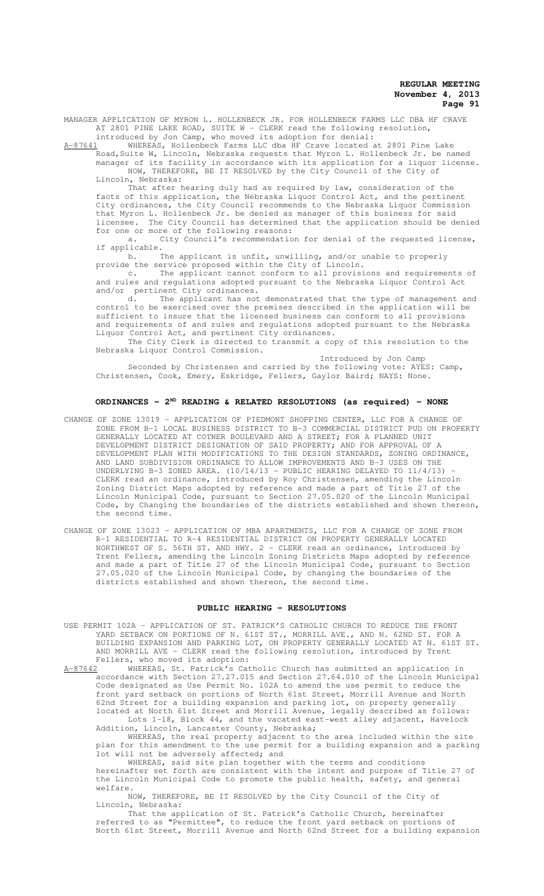MANAGER APPLICATION OF MYRON L. HOLLENBECK JR. FOR HOLLENBECK FARMS LLC DBA HF CRAVE AT 2801 PINE LAKE ROAD, SUITE W - CLERK read the following resolution, introduced by Jon Camp, who moved its adoption for denial:

A-87641 WHEREAS, Hollenbeck Farms LLC dba HF Crave located at 2801 Pine Lake Road,Suite W, Lincoln, Nebraska requests that Myron L. Hollenbeck Jr. be named manager of its facility in accordance with its application for a liquor license.

NOW, THEREFORE, BE IT RESOLVED by the City Council of the City of Lincoln, Nebraska:

That after hearing duly had as required by law, consideration of the facts of this application, the Nebraska Liquor Control Act, and the pertinent City ordinances, the City Council recommends to the Nebraska Liquor Commission that Myron L. Hollenbeck Jr. be denied as manager of this business for said licensee. The City Council has determined that the application should be denied for one or more of the following reasons:

a. City Council's recommendation for denial of the requested license, if applicable.

b. The applicant is unfit, unwilling, and/or unable to properly provide the service proposed within the City of Lincoln.

c. The applicant cannot conform to all provisions and requirements of and rules and regulations adopted pursuant to the Nebraska Liquor Control Act and/or pertinent City ordinances.

d. The applicant has not demonstrated that the type of management and control to be exercised over the premises described in the application will be sufficient to insure that the licensed business can conform to all provisions and requirements of and rules and regulations adopted pursuant to the Nebraska Liquor Control Act, and pertinent City ordinances.

The City Clerk is directed to transmit a copy of this resolution to the Nebraska Liquor Control Commission.

Introduced by Jon Camp

Seconded by Christensen and carried by the following vote: AYES: Camp, Christensen, Cook, Emery, Eskridge, Fellers, Gaylor Baird; NAYS: None.

## ORDINANCES - 2ND READING & RELATED RESOLUTIONS (as required) - NONE

CHANGE OF ZONE 13019 - APPLICATION OF PIEDMONT SHOPPING CENTER, LLC FOR A CHANGE OF ZONE FROM B-1 LOCAL BUSINESS DISTRICT TO B-3 COMMERCIAL DISTRICT PUD ON PROPERTY GENERALLY LOCATED AT COTNER BOULEVARD AND A STREET; FOR A PLANNED UNIT DEVELOPMENT DISTRICT DESIGNATION OF SAID PROPERTY; AND FOR APPROVAL OF A DEVELOPMENT PLAN WITH MODIFICATIONS TO THE DESIGN STANDARDS, ZONING ORDINANCE, AND LAND SUBDIVISION ORDINANCE TO ALLOW IMPROVEMENTS AND B-3 USES ON THE UNDERLYING B-3 ZONED AREA. (10/14/13 - PUBLIC HEARING DELAYED TO 11/4/13) - CLERK read an ordinance, introduced by Roy Christensen, amending the Lincoln Zoning District Maps adopted by reference and made a part of Title 27 of the Lincoln Municipal Code, pursuant to Section 27.05.020 of the Lincoln Municipal Code, by Changing the boundaries of the districts established and shown thereon, the second time.

CHANGE OF ZONE 13023 - APPLICATION OF MBA APARTMENTS, LLC FOR A CHANGE OF ZONE FROM R-1 RESIDENTIAL TO R-4 RESIDENTIAL DISTRICT ON PROPERTY GENERALLY LOCATED NORTHWEST OF S. 56TH ST. AND HWY. 2 - CLERK read an ordinance, introduced by Trent Fellers, amending the Lincoln Zoning Districts Maps adopted by reference and made a part of Title 27 of the Lincoln Municipal Code, pursuant to Section 27.05.020 of the Lincoln Municipal Code, by changing the boundaries of the districts established and shown thereon, the second time.

## PUBLIC HEARING - RESOLUTIONS

USE PERMIT 102A - APPLICATION OF ST. PATRICK'S CATHOLIC CHURCH TO REDUCE THE FRONT YARD SETBACK ON PORTIONS OF N. 61ST ST., MORRILL AVE., AND N. 62ND ST. FOR A BUILDING EXPANSION AND PARKING LOT, ON PROPERTY GENERALLY LOCATED AT N. 61ST ST. AND MORRILL AVE - CLERK read the following resolution, introduced by Trent Fellers, who moved its adoption:

A-87642 WHEREAS, St. Patrick's Catholic Church has submitted an application in accordance with Section 27.27.015 and Section 27.64.010 of the Lincoln Municipal Code designated as Use Permit No. 102A to amend the use permit to reduce the front yard setback on portions of North 61st Street, Morrill Avenue and North 62nd Street for a building expansion and parking lot, on property generally located at North 61st Street and Morrill Avenue, legally described as follows:

Lots 1-18, Block 44, and the vacated east-west alley adjacent, Havelock Addition, Lincoln, Lancaster County, Nebraska;

WHEREAS, the real property adjacent to the area included within the site plan for this amendment to the use permit for a building expansion and a parking lot will not be adversely affected; and

WHEREAS, said site plan together with the terms and conditions hereinafter set forth are consistent with the intent and purpose of Title 27 of the Lincoln Municipal Code to promote the public health, safety, and general welfare.

NOW, THEREFORE, BE IT RESOLVED by the City Council of the City of Lincoln, Nebraska:

That the application of St. Patrick's Catholic Church, hereinafter referred to as "Permittee", to reduce the front yard setback on portions of North 61st Street, Morrill Avenue and North 62nd Street for a building expansion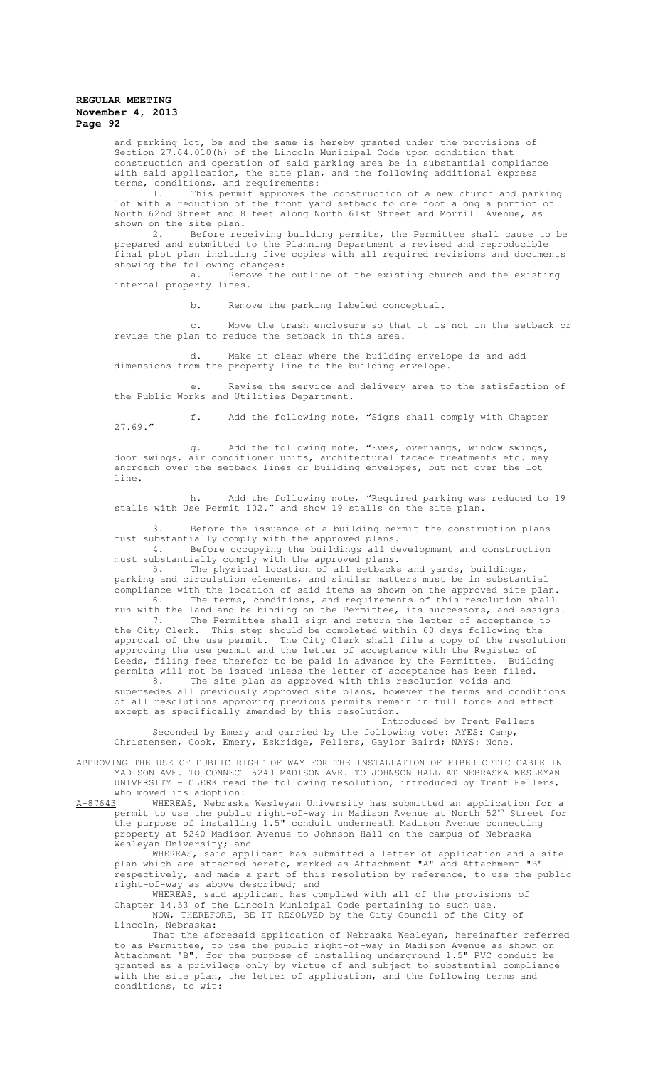and parking lot, be and the same is hereby granted under the provisions of Section 27.64.010(h) of the Lincoln Municipal Code upon condition that construction and operation of said parking area be in substantial compliance with said application, the site plan, and the following additional express terms, conditions, and requirements:

1. This permit approves the construction of a new church and parking lot with a reduction of the front yard setback to one foot along a portion of North 62nd Street and 8 feet along North 61st Street and Morrill Avenue, as shown on the site plan.

2. Before receiving building permits, the Permittee shall cause to be prepared and submitted to the Planning Department a revised and reproducible final plot plan including five copies with all required revisions and documents showing the following changes:

   a. Remove the outline of the existing church and the existing internal property lines.

   b. Remove the parking labeled conceptual.

   c. Move the trash enclosure so that it is not in the setback or revise the plan to reduce the setback in this area.

   d. Make it clear where the building envelope is and add dimensions from the property line to the building envelope.

   e. Revise the service and delivery area to the satisfaction of the Public Works and Utilities Department.

   f. Add the following note, "Signs shall comply with Chapter 27.69."

   g. Add the following note, "Eves, overhangs, window swings, door swings, air conditioner units, architectural facade treatments etc. may encroach over the setback lines or building envelopes, but not over the lot line.

   h. Add the following note, "Required parking was reduced to 19 stalls with Use Permit 102." and show 19 stalls on the site plan.

3. Before the issuance of a building permit the construction plans must substantially comply with the approved plans.

4. Before occupying the buildings all development and construction must substantially comply with the approved plans.

5. The physical location of all setbacks and yards, buildings, parking and circulation elements, and similar matters must be in substantial compliance with the location of said items as shown on the approved site plan.

6. The terms, conditions, and requirements of this resolution shall run with the land and be binding on the Permittee, its successors, and assigns.

7. The Permittee shall sign and return the letter of acceptance to the City Clerk. This step should be completed within 60 days following the approval of the use permit. The City Clerk shall file a copy of the resolution approving the use permit and the letter of acceptance with the Register of Deeds, filing fees therefor to be paid in advance by the Permittee. Building permits will not be issued unless the letter of acceptance has been filed.

8. The site plan as approved with this resolution voids and supersedes all previously approved site plans, however the terms and conditions of all resolutions approving previous permits remain in full force and effect except as specifically amended by this resolution.

Introduced by Trent Fellers

Seconded by Emery and carried by the following vote: AYES: Camp, Christensen, Cook, Emery, Eskridge, Fellers, Gaylor Baird; NAYS: None.

APPROVING THE USE OF PUBLIC RIGHT-OF-WAY FOR THE INSTALLATION OF FIBER OPTIC CABLE IN MADISON AVE. TO CONNECT 5240 MADISON AVE. TO JOHNSON HALL AT NEBRASKA WESLEYAN UNIVERSITY - CLERK read the following resolution, introduced by Trent Fellers, who moved its adoption:

A-87643 WHEREAS, Nebraska Wesleyan University has submitted an application for a permit to use the public right-of-way in Madison Avenue at North 52nd Street for the purpose of installing 1.5" conduit underneath Madison Avenue connecting property at 5240 Madison Avenue to Johnson Hall on the campus of Nebraska Wesleyan University; and

WHEREAS, said applicant has submitted a letter of application and a site plan which are attached hereto, marked as Attachment "A" and Attachment "B" respectively, and made a part of this resolution by reference, to use the public right-of-way as above described; and

WHEREAS, said applicant has complied with all of the provisions of Chapter 14.53 of the Lincoln Municipal Code pertaining to such use.

NOW, THEREFORE, BE IT RESOLVED by the City Council of the City of Lincoln, Nebraska:

That the aforesaid application of Nebraska Wesleyan, hereinafter referred to as Permittee, to use the public right-of-way in Madison Avenue as shown on Attachment "B", for the purpose of installing underground 1.5" PVC conduit be granted as a privilege only by virtue of and subject to substantial compliance with the site plan, the letter of application, and the following terms and conditions, to wit: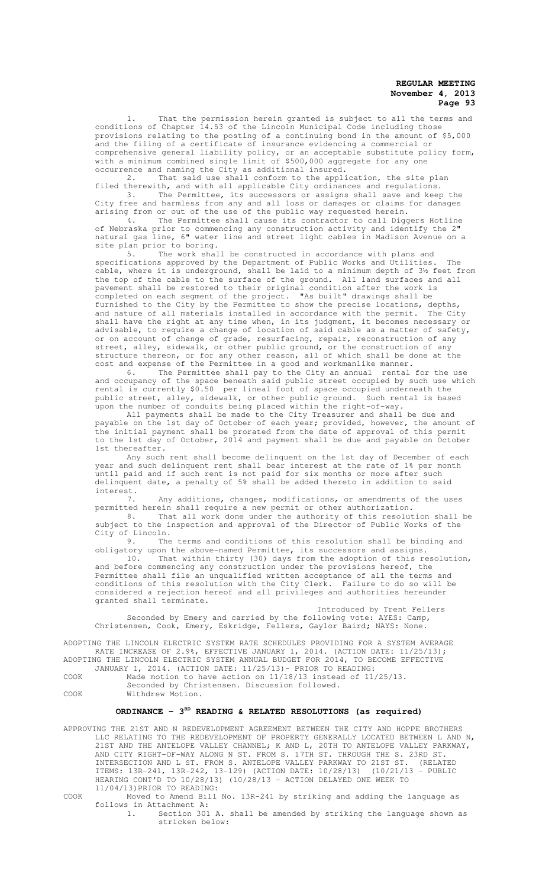1. That the permission herein granted is subject to all the terms and conditions of Chapter 14.53 of the Lincoln Municipal Code including those provisions relating to the posting of a continuing bond in the amount of $5,000 and the filing of a certificate of insurance evidencing a commercial or comprehensive general liability policy, or an acceptable substitute policy form, with a minimum combined single limit of $500,000 aggregate for any one occurrence and naming the City as additional insured.

2. That said use shall conform to the application, the site plan filed therewith, and with all applicable City ordinances and regulations.

3. The Permittee, its successors or assigns shall save and keep the City free and harmless from any and all loss or damages or claims for damages arising from or out of the use of the public way requested herein.

4. The Permittee shall cause its contractor to call Diggers Hotline of Nebraska prior to commencing any construction activity and identify the 2" natural gas line, 6" water line and street light cables in Madison Avenue on a site plan prior to boring.

5. The work shall be constructed in accordance with plans and specifications approved by the Department of Public Works and Utilities. The cable, where it is underground, shall be laid to a minimum depth of 3½ feet from the top of the cable to the surface of the ground. All land surfaces and all pavement shall be restored to their original condition after the work is completed on each segment of the project. "As built" drawings shall be furnished to the City by the Permittee to show the precise locations, depths, and nature of all materials installed in accordance with the permit. The City shall have the right at any time when, in its judgment, it becomes necessary or advisable, to require a change of location of said cable as a matter of safety, or on account of change of grade, resurfacing, repair, reconstruction of any street, alley, sidewalk, or other public ground, or the construction of any structure thereon, or for any other reason, all of which shall be done at the cost and expense of the Permittee in a good and workmanlike manner.

6. The Permittee shall pay to the City an annual rental for the use and occupancy of the space beneath said public street occupied by such use which rental is currently $0.50 per lineal foot of space occupied underneath the public street, alley, sidewalk, or other public ground. Such rental is based upon the number of conduits being placed within the right-of-way.

All payments shall be made to the City Treasurer and shall be due and payable on the 1st day of October of each year; provided, however, the amount of the initial payment shall be prorated from the date of approval of this permit to the 1st day of October, 2014 and payment shall be due and payable on October 1st thereafter.

Any such rent shall become delinquent on the 1st day of December of each year and such delinquent rent shall bear interest at the rate of 1% per month until paid and if such rent is not paid for six months or more after such delinquent date, a penalty of 5% shall be added thereto in addition to said interest.

7. Any additions, changes, modifications, or amendments of the uses permitted herein shall require a new permit or other authorization.

8. That all work done under the authority of this resolution shall be subject to the inspection and approval of the Director of Public Works of the City of Lincoln.

9. The terms and conditions of this resolution shall be binding and obligatory upon the above-named Permittee, its successors and assigns.

10. That within thirty (30) days from the adoption of this resolution, and before commencing any construction under the provisions hereof, the Permittee shall file an unqualified written acceptance of all the terms and conditions of this resolution with the City Clerk. Failure to do so will be considered a rejection hereof and all privileges and authorities hereunder granted shall terminate.

Introduced by Trent Fellers

Seconded by Emery and carried by the following vote: AYES: Camp, Christensen, Cook, Emery, Eskridge, Fellers, Gaylor Baird; NAYS: None.

ADOPTING THE LINCOLN ELECTRIC SYSTEM RATE SCHEDULES PROVIDING FOR A SYSTEM AVERAGE RATE INCREASE OF 2.9%, EFFECTIVE JANUARY 1, 2014. (ACTION DATE: 11/25/13); ADOPTING THE LINCOLN ELECTRIC SYSTEM ANNUAL BUDGET FOR 2014, TO BECOME EFFECTIVE JANUARY 1, 2014. (ACTION DATE: 11/25/13)- PRIOR TO READING:

COOK Made motion to have action on 11/18/13 instead of 11/25/13. Seconded by Christensen. Discussion followed.

COOK Withdrew Motion.

## ORDINANCE – 3RD READING & RELATED RESOLUTIONS (as required)

APPROVING THE 21ST AND N REDEVELOPMENT AGREEMENT BETWEEN THE CITY AND HOPPE BROTHERS LLC RELATING TO THE REDEVELOPMENT OF PROPERTY GENERALLY LOCATED BETWEEN L AND N, 21ST AND THE ANTELOPE VALLEY CHANNEL; K AND L, 20TH TO ANTELOPE VALLEY PARKWAY, AND CITY RIGHT-OF-WAY ALONG N ST. FROM S. 17TH ST. THROUGH THE S. 23RD ST. INTERSECTION AND L ST. FROM S. ANTELOPE VALLEY PARKWAY TO 21ST ST. (RELATED ITEMS: 13R-241, 13R-242, 13-129) (ACTION DATE: 10/28/13) (10/21/13 - PUBLIC HEARING CONT'D TO 10/28/13) (10/28/13 - ACTION DELAYED ONE WEEK TO 11/04/13)PRIOR TO READING:

COOK Moved to Amend Bill No. 13R-241 by striking and adding the language as follows in Attachment A:

1. Section 301 A. shall be amended by striking the language shown as stricken below: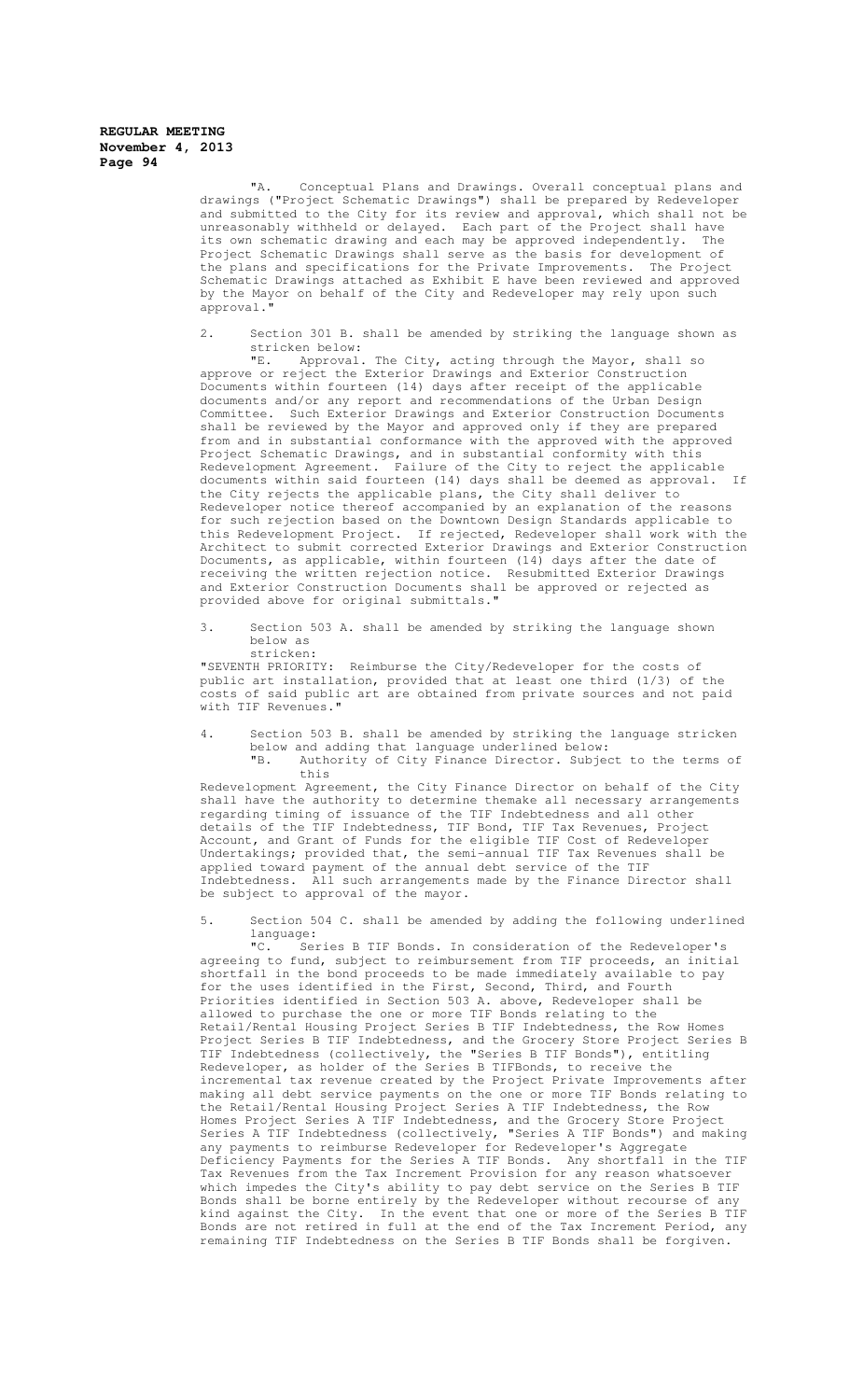"A. Conceptual Plans and Drawings. Overall conceptual plans and drawings ("Project Schematic Drawings") shall be prepared by Redeveloper and submitted to the City for its review and approval, which shall not be unreasonably withheld or delayed. Each part of the Project shall have its own schematic drawing and each may be approved independently. The Project Schematic Drawings shall serve as the basis for development of the plans and specifications for the Private Improvements. The Project Schematic Drawings attached as Exhibit E have been reviewed and approved by the Mayor on behalf of the City and Redeveloper may rely upon such approval."

2. Section 301 B. shall be amended by striking the language shown as stricken below:

"E. Approval. The City, acting through the Mayor, shall so approve or reject the Exterior Drawings and Exterior Construction Documents within fourteen (14) days after receipt of the applicable documents and/or any report and recommendations of the Urban Design Committee. Such Exterior Drawings and Exterior Construction Documents shall be reviewed by the Mayor and approved only if they are prepared from and in substantial conformance with the approved with the approved Project Schematic Drawings, and in substantial conformity with this Redevelopment Agreement. Failure of the City to reject the applicable documents within said fourteen (14) days shall be deemed as approval. If the City rejects the applicable plans, the City shall deliver to Redeveloper notice thereof accompanied by an explanation of the reasons for such rejection based on the Downtown Design Standards applicable to this Redevelopment Project. If rejected, Redeveloper shall work with the Architect to submit corrected Exterior Drawings and Exterior Construction Documents, as applicable, within fourteen (14) days after the date of receiving the written rejection notice. Resubmitted Exterior Drawings and Exterior Construction Documents shall be approved or rejected as provided above for original submittals."

3. Section 503 A. shall be amended by striking the language shown below as stricken:

"SEVENTH PRIORITY: Reimburse the City/Redeveloper for the costs of public art installation, provided that at least one third (1/3) of the costs of said public art are obtained from private sources and not paid with TIF Revenues."

4. Section 503 B. shall be amended by striking the language stricken below and adding that language underlined below:

"B. Authority of City Finance Director. Subject to the terms of this Redevelopment Agreement, the City Finance Director on behalf of the City shall have the authority to determine themake all necessary arrangements regarding timing of issuance of the TIF Indebtedness and all other details of the TIF Indebtedness, TIF Bond, TIF Tax Revenues, Project Account, and Grant of Funds for the eligible TIF Cost of Redeveloper Undertakings; provided that, the semi-annual TIF Tax Revenues shall be applied toward payment of the annual debt service of the TIF Indebtedness. All such arrangements made by the Finance Director shall be subject to approval of the mayor.

5. Section 504 C. shall be amended by adding the following underlined language:

"C. Series B TIF Bonds. In consideration of the Redeveloper's agreeing to fund, subject to reimbursement from TIF proceeds, an initial shortfall in the bond proceeds to be made immediately available to pay for the uses identified in the First, Second, Third, and Fourth Priorities identified in Section 503 A. above, Redeveloper shall be allowed to purchase the one or more TIF Bonds relating to the Retail/Rental Housing Project Series B TIF Indebtedness, the Row Homes Project Series B TIF Indebtedness, and the Grocery Store Project Series B TIF Indebtedness (collectively, the "Series B TIF Bonds"), entitling Redeveloper, as holder of the Series B TIFBonds, to receive the incremental tax revenue created by the Project Private Improvements after making all debt service payments on the one or more TIF Bonds relating to the Retail/Rental Housing Project Series A TIF Indebtedness, the Row Homes Project Series A TIF Indebtedness, and the Grocery Store Project Series A TIF Indebtedness (collectively, "Series A TIF Bonds") and making any payments to reimburse Redeveloper for Redeveloper's Aggregate Deficiency Payments for the Series A TIF Bonds. Any shortfall in the TIF Tax Revenues from the Tax Increment Provision for any reason whatsoever which impedes the City's ability to pay debt service on the Series B TIF Bonds shall be borne entirely by the Redeveloper without recourse of any kind against the City. In the event that one or more of the Series B TIF Bonds are not retired in full at the end of the Tax Increment Period, any remaining TIF Indebtedness on the Series B TIF Bonds shall be forgiven.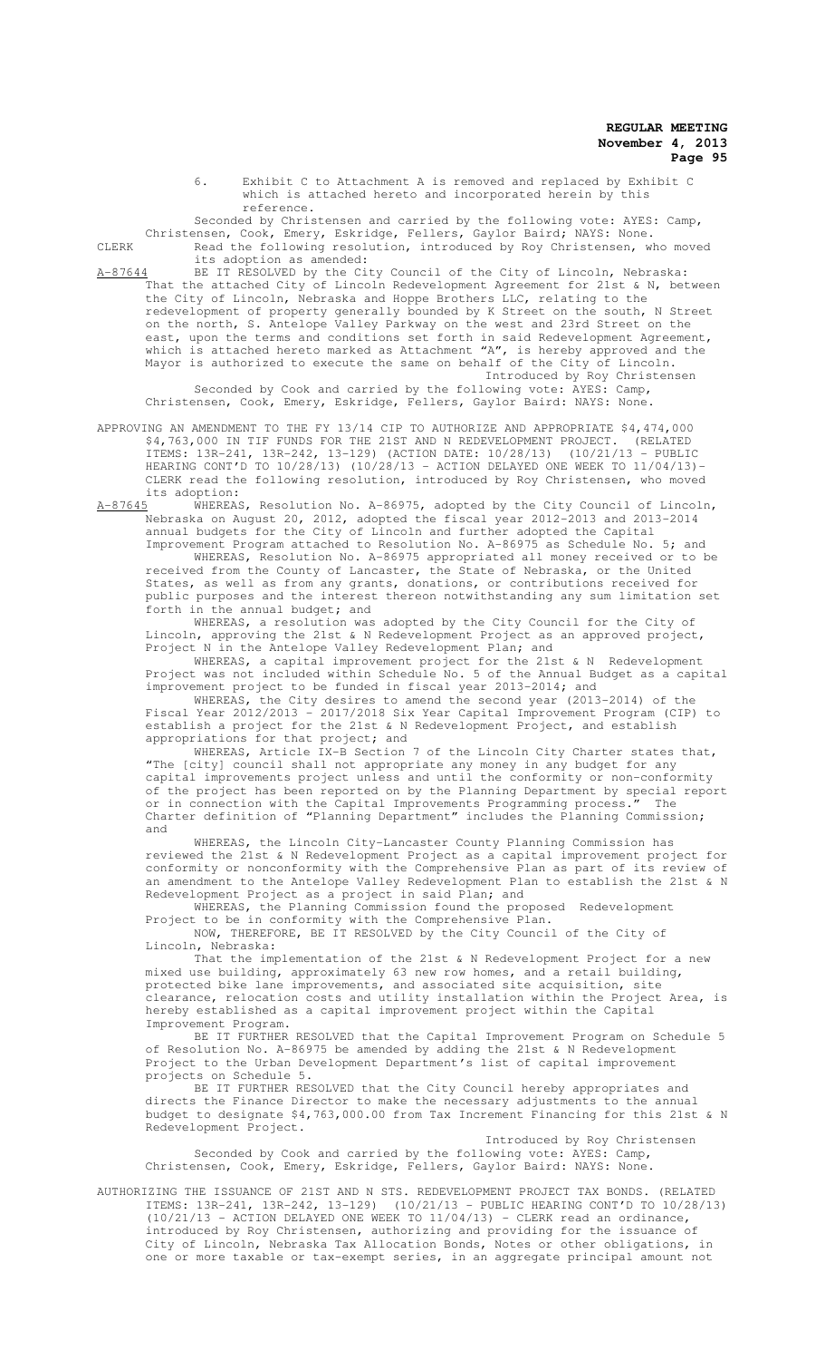6. Exhibit C to Attachment A is removed and replaced by Exhibit C which is attached hereto and incorporated herein by this reference.

Seconded by Christensen and carried by the following vote: AYES: Camp, Christensen, Cook, Emery, Eskridge, Fellers, Gaylor Baird; NAYS: None.

CLERK Read the following resolution, introduced by Roy Christensen, who moved its adoption as amended:

A-87644 BE IT RESOLVED by the City Council of the City of Lincoln, Nebraska: That the attached City of Lincoln Redevelopment Agreement for 21st & N, between the City of Lincoln, Nebraska and Hoppe Brothers LLC, relating to the redevelopment of property generally bounded by K Street on the south, N Street on the north, S. Antelope Valley Parkway on the west and 23rd Street on the east, upon the terms and conditions set forth in said Redevelopment Agreement, which is attached hereto marked as Attachment "A", is hereby approved and the Mayor is authorized to execute the same on behalf of the City of Lincoln.

Introduced by Roy Christensen

Seconded by Cook and carried by the following vote: AYES: Camp, Christensen, Cook, Emery, Eskridge, Fellers, Gaylor Baird: NAYS: None.

APPROVING AN AMENDMENT TO THE FY 13/14 CIP TO AUTHORIZE AND APPROPRIATE ~~$4,474,000~~ $4,763,000 IN TIF FUNDS FOR THE 21ST AND N REDEVELOPMENT PROJECT. (RELATED ITEMS: 13R-241, 13R-242, 13-129) (ACTION DATE: 10/28/13) (10/21/13 - PUBLIC HEARING CONT'D TO 10/28/13) (10/28/13 - ACTION DELAYED ONE WEEK TO 11/04/13)- CLERK read the following resolution, introduced by Roy Christensen, who moved its adoption:

A-87645 WHEREAS, Resolution No. A-86975, adopted by the City Council of Lincoln, Nebraska on August 20, 2012, adopted the fiscal year 2012-2013 and 2013-2014 annual budgets for the City of Lincoln and further adopted the Capital Improvement Program attached to Resolution No. A-86975 as Schedule No. 5; and

WHEREAS, Resolution No. A-86975 appropriated all money received or to be received from the County of Lancaster, the State of Nebraska, or the United States, as well as from any grants, donations, or contributions received for public purposes and the interest thereon notwithstanding any sum limitation set forth in the annual budget; and

WHEREAS, a resolution was adopted by the City Council for the City of Lincoln, approving the 21st & N Redevelopment Project as an approved project, Project N in the Antelope Valley Redevelopment Plan; and

WHEREAS, a capital improvement project for the 21st & N Redevelopment Project was not included within Schedule No. 5 of the Annual Budget as a capital improvement project to be funded in fiscal year 2013-2014; and

WHEREAS, the City desires to amend the second year (2013-2014) of the Fiscal Year 2012/2013 - 2017/2018 Six Year Capital Improvement Program (CIP) to establish a project for the 21st & N Redevelopment Project, and establish appropriations for that project; and

WHEREAS, Article IX-B Section 7 of the Lincoln City Charter states that, "The [city] council shall not appropriate any money in any budget for any capital improvements project unless and until the conformity or non-conformity of the project has been reported on by the Planning Department by special report or in connection with the Capital Improvements Programming process." The Charter definition of "Planning Department" includes the Planning Commission; and

WHEREAS, the Lincoln City-Lancaster County Planning Commission has reviewed the 21st & N Redevelopment Project as a capital improvement project for conformity or nonconformity with the Comprehensive Plan as part of its review of an amendment to the Antelope Valley Redevelopment Plan to establish the 21st & N Redevelopment Project as a project in said Plan; and

WHEREAS, the Planning Commission found the proposed Redevelopment Project to be in conformity with the Comprehensive Plan.

NOW, THEREFORE, BE IT RESOLVED by the City Council of the City of Lincoln, Nebraska:

That the implementation of the 21st & N Redevelopment Project for a new mixed use building, approximately 63 new row homes, and a retail building, protected bike lane improvements, and associated site acquisition, site clearance, relocation costs and utility installation within the Project Area, is hereby established as a capital improvement project within the Capital Improvement Program.

BE IT FURTHER RESOLVED that the Capital Improvement Program on Schedule 5 of Resolution No. A-86975 be amended by adding the 21st & N Redevelopment Project to the Urban Development Department's list of capital improvement projects on Schedule 5.

BE IT FURTHER RESOLVED that the City Council hereby appropriates and directs the Finance Director to make the necessary adjustments to the annual budget to designate $4,763,000.00 from Tax Increment Financing for this 21st & N Redevelopment Project.

Introduced by Roy Christensen

Seconded by Cook and carried by the following vote: AYES: Camp, Christensen, Cook, Emery, Eskridge, Fellers, Gaylor Baird: NAYS: None.

AUTHORIZING THE ISSUANCE OF 21ST AND N STS. REDEVELOPMENT PROJECT TAX BONDS. (RELATED ITEMS: 13R-241, 13R-242, 13-129) (10/21/13 - PUBLIC HEARING CONT'D TO 10/28/13) (10/21/13 - ACTION DELAYED ONE WEEK TO 11/04/13) - CLERK read an ordinance, introduced by Roy Christensen, authorizing and providing for the issuance of City of Lincoln, Nebraska Tax Allocation Bonds, Notes or other obligations, in one or more taxable or tax-exempt series, in an aggregate principal amount not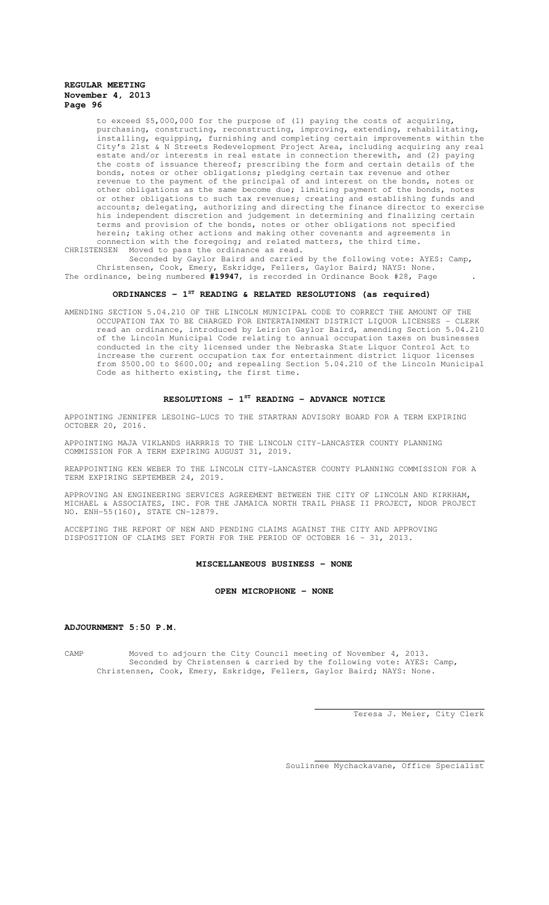to exceed $5,000,000 for the purpose of (1) paying the costs of acquiring, purchasing, constructing, reconstructing, improving, extending, rehabilitating, installing, equipping, furnishing and completing certain improvements within the City's 21st & N Streets Redevelopment Project Area, including acquiring any real estate and/or interests in real estate in connection therewith, and (2) paying the costs of issuance thereof; prescribing the form and certain details of the bonds, notes or other obligations; pledging certain tax revenue and other revenue to the payment of the principal of and interest on the bonds, notes or other obligations as the same become due; limiting payment of the bonds, notes or other obligations to such tax revenues; creating and establishing funds and accounts; delegating, authorizing and directing the finance director to exercise his independent discretion and judgement in determining and finalizing certain terms and provision of the bonds, notes or other obligations not specified herein; taking other actions and making other covenants and agreements in connection with the foregoing; and related matters, the third time.

CHRISTENSEN Moved to pass the ordinance as read.

Seconded by Gaylor Baird and carried by the following vote: AYES: Camp, Christensen, Cook, Emery, Eskridge, Fellers, Gaylor Baird; NAYS: None.

The ordinance, being numbered **#19947**, is recorded in Ordinance Book #28, Page .

## ORDINANCES – 1ST READING & RELATED RESOLUTIONS (as required)

AMENDING SECTION 5.04.210 OF THE LINCOLN MUNICIPAL CODE TO CORRECT THE AMOUNT OF THE OCCUPATION TAX TO BE CHARGED FOR ENTERTAINMENT DISTRICT LIQUOR LICENSES - CLERK read an ordinance, introduced by Leirion Gaylor Baird, amending Section 5.04.210 of the Lincoln Municipal Code relating to annual occupation taxes on businesses conducted in the city licensed under the Nebraska State Liquor Control Act to increase the current occupation tax for entertainment district liquor licenses from $500.00 to $600.00; and repealing Section 5.04.210 of the Lincoln Municipal Code as hitherto existing, the first time.

## RESOLUTIONS – 1ST READING – ADVANCE NOTICE

APPOINTING JENNIFER LESOING-LUCS TO THE STARTRAN ADVISORY BOARD FOR A TERM EXPIRING OCTOBER 20, 2016.

APPOINTING MAJA VIKLANDS HARRRIS TO THE LINCOLN CITY-LANCASTER COUNTY PLANNING COMMISSION FOR A TERM EXPIRING AUGUST 31, 2019.

REAPPOINTING KEN WEBER TO THE LINCOLN CITY-LANCASTER COUNTY PLANNING COMMISSION FOR A TERM EXPIRING SEPTEMBER 24, 2019.

APPROVING AN ENGINEERING SERVICES AGREEMENT BETWEEN THE CITY OF LINCOLN AND KIRKHAM, MICHAEL & ASSOCIATES, INC. FOR THE JAMAICA NORTH TRAIL PHASE II PROJECT, NDOR PROJECT NO. ENH-55(160), STATE CN-12879.

ACCEPTING THE REPORT OF NEW AND PENDING CLAIMS AGAINST THE CITY AND APPROVING DISPOSITION OF CLAIMS SET FORTH FOR THE PERIOD OF OCTOBER 16 - 31, 2013.

## MISCELLANEOUS BUSINESS – NONE

## OPEN MICROPHONE – NONE

## ADJOURNMENT 5:50 P.M.

CAMP Moved to adjourn the City Council meeting of November 4, 2013.

Seconded by Christensen & carried by the following vote: AYES: Camp, Christensen, Cook, Emery, Eskridge, Fellers, Gaylor Baird; NAYS: None.

Teresa J. Meier, City Clerk

Soulinnee Mychackavane, Office Specialist